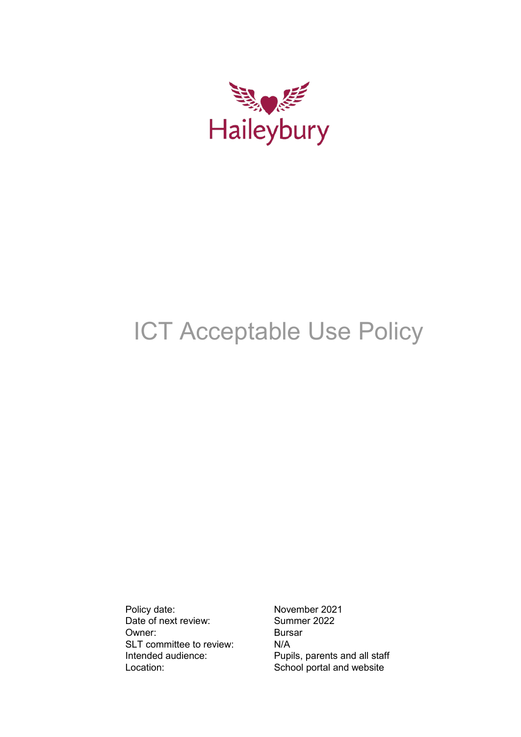Haileybury

# ICT Acceptable Use Policy

| | |
|---|---|
| Policy date: | November 2021 |
| Date of next review: | Summer 2022 |
| Owner: | Bursar |
| SLT committee to review: | N/A |
| Intended audience: | Pupils, parents and all staff |
| Location: | School portal and website |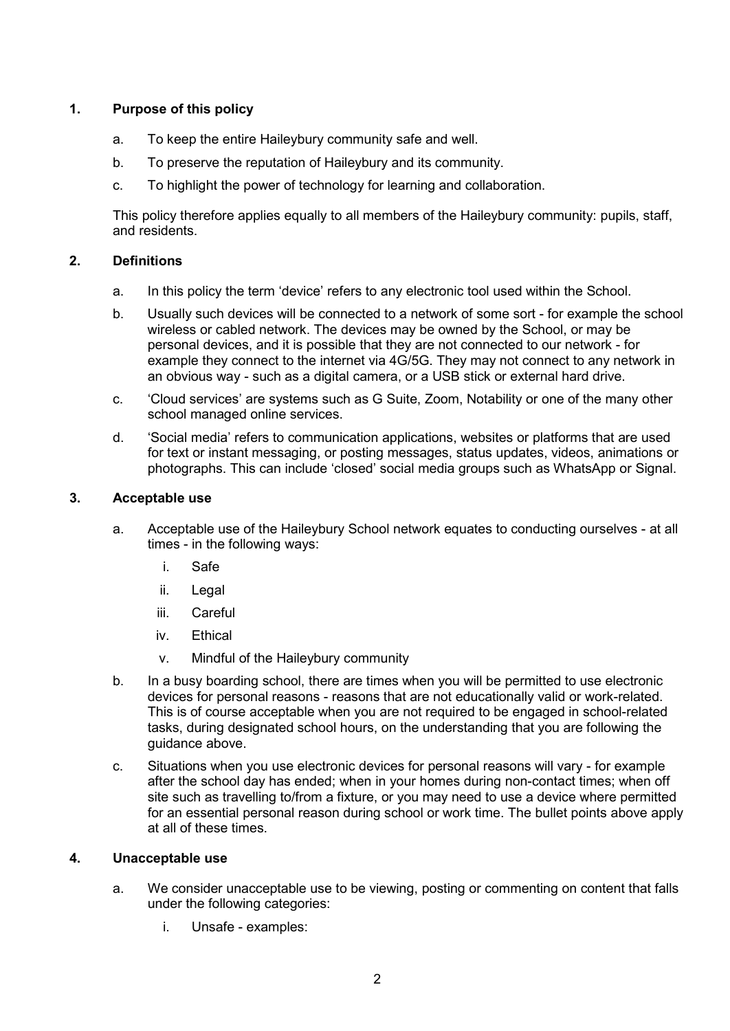## 1. Purpose of this policy

a. To keep the entire Haileybury community safe and well.

b. To preserve the reputation of Haileybury and its community.

c. To highlight the power of technology for learning and collaboration.

This policy therefore applies equally to all members of the Haileybury community: pupils, staff, and residents.

## 2. Definitions

a. In this policy the term 'device' refers to any electronic tool used within the School.

b. Usually such devices will be connected to a network of some sort - for example the school wireless or cabled network. The devices may be owned by the School, or may be personal devices, and it is possible that they are not connected to our network - for example they connect to the internet via 4G/5G. They may not connect to any network in an obvious way - such as a digital camera, or a USB stick or external hard drive.

c. 'Cloud services' are systems such as G Suite, Zoom, Notability or one of the many other school managed online services.

d. 'Social media' refers to communication applications, websites or platforms that are used for text or instant messaging, or posting messages, status updates, videos, animations or photographs. This can include 'closed' social media groups such as WhatsApp or Signal.

## 3. Acceptable use

a. Acceptable use of the Haileybury School network equates to conducting ourselves - at all times - in the following ways:

   i. Safe

   ii. Legal

   iii. Careful

   iv. Ethical

   v. Mindful of the Haileybury community

b. In a busy boarding school, there are times when you will be permitted to use electronic devices for personal reasons - reasons that are not educationally valid or work-related. This is of course acceptable when you are not required to be engaged in school-related tasks, during designated school hours, on the understanding that you are following the guidance above.

c. Situations when you use electronic devices for personal reasons will vary - for example after the school day has ended; when in your homes during non-contact times; when off site such as travelling to/from a fixture, or you may need to use a device where permitted for an essential personal reason during school or work time. The bullet points above apply at all of these times.

## 4. Unacceptable use

a. We consider unacceptable use to be viewing, posting or commenting on content that falls under the following categories:

   i. Unsafe - examples: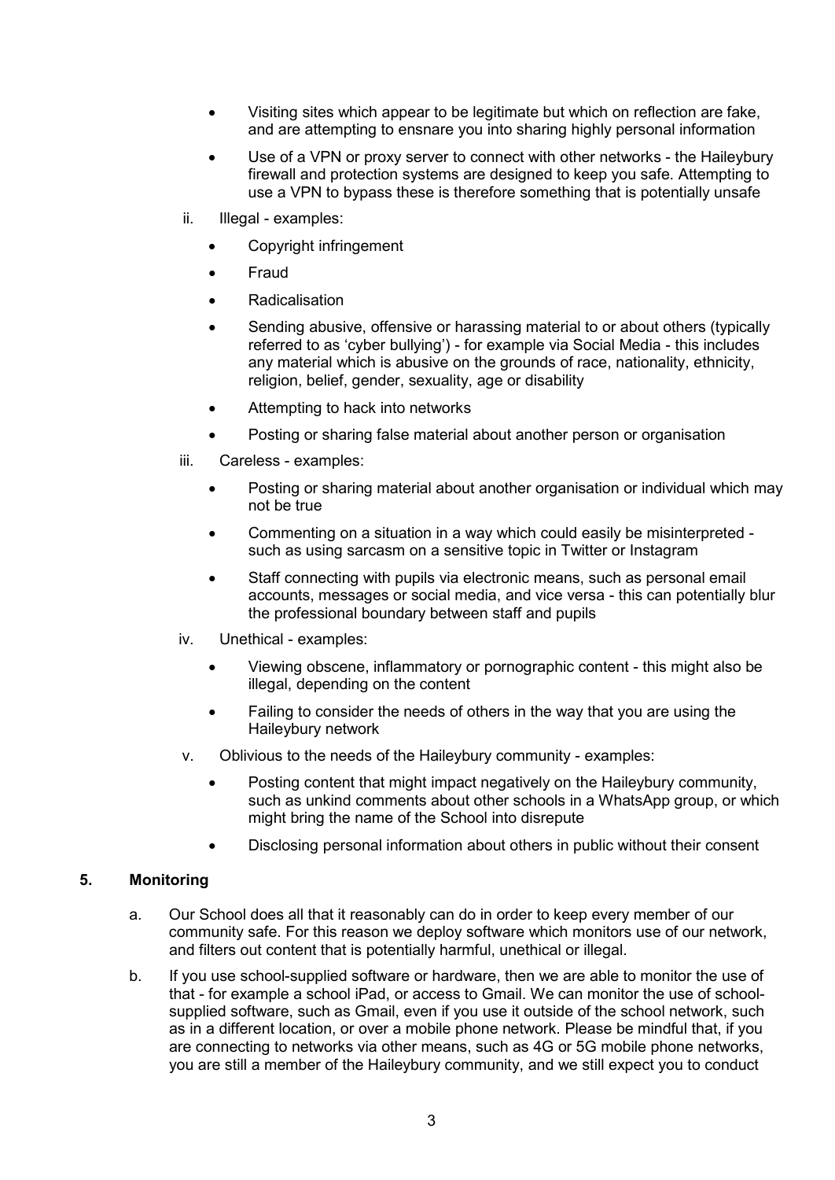- Visiting sites which appear to be legitimate but which on reflection are fake, and are attempting to ensnare you into sharing highly personal information
- Use of a VPN or proxy server to connect with other networks - the Haileybury firewall and protection systems are designed to keep you safe. Attempting to use a VPN to bypass these is therefore something that is potentially unsafe

ii. Illegal - examples:

- Copyright infringement
- Fraud
- Radicalisation
- Sending abusive, offensive or harassing material to or about others (typically referred to as 'cyber bullying') - for example via Social Media - this includes any material which is abusive on the grounds of race, nationality, ethnicity, religion, belief, gender, sexuality, age or disability
- Attempting to hack into networks
- Posting or sharing false material about another person or organisation

iii. Careless - examples:

- Posting or sharing material about another organisation or individual which may not be true
- Commenting on a situation in a way which could easily be misinterpreted - such as using sarcasm on a sensitive topic in Twitter or Instagram
- Staff connecting with pupils via electronic means, such as personal email accounts, messages or social media, and vice versa - this can potentially blur the professional boundary between staff and pupils

iv. Unethical - examples:

- Viewing obscene, inflammatory or pornographic content - this might also be illegal, depending on the content
- Failing to consider the needs of others in the way that you are using the Haileybury network

v. Oblivious to the needs of the Haileybury community - examples:

- Posting content that might impact negatively on the Haileybury community, such as unkind comments about other schools in a WhatsApp group, or which might bring the name of the School into disrepute
- Disclosing personal information about others in public without their consent

## 5. Monitoring

a. Our School does all that it reasonably can do in order to keep every member of our community safe. For this reason we deploy software which monitors use of our network, and filters out content that is potentially harmful, unethical or illegal.

b. If you use school-supplied software or hardware, then we are able to monitor the use of that - for example a school iPad, or access to Gmail. We can monitor the use of school-supplied software, such as Gmail, even if you use it outside of the school network, such as in a different location, or over a mobile phone network. Please be mindful that, if you are connecting to networks via other means, such as 4G or 5G mobile phone networks, you are still a member of the Haileybury community, and we still expect you to conduct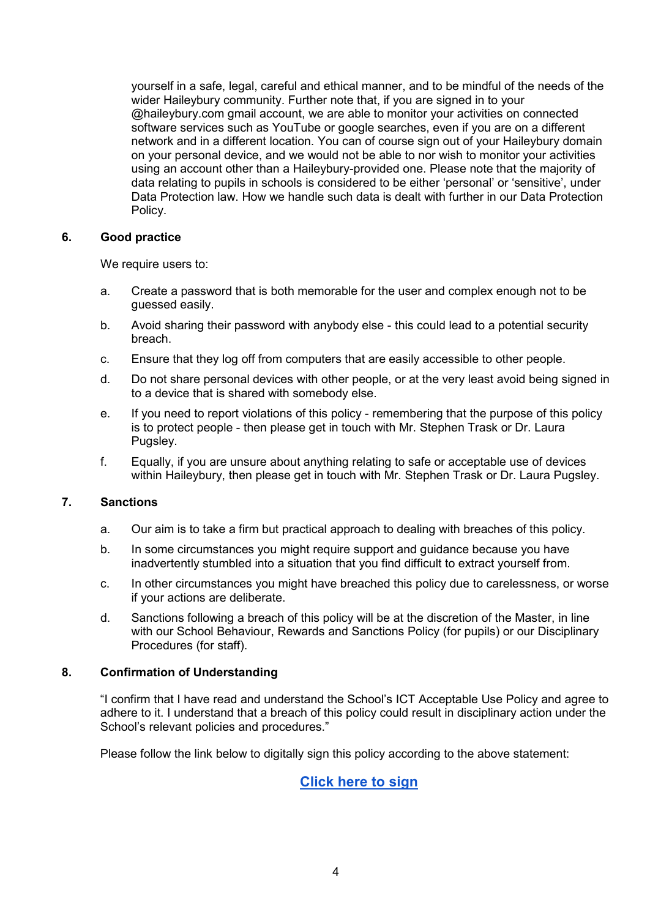yourself in a safe, legal, careful and ethical manner, and to be mindful of the needs of the wider Haileybury community. Further note that, if you are signed in to your @haileybury.com gmail account, we are able to monitor your activities on connected software services such as YouTube or google searches, even if you are on a different network and in a different location. You can of course sign out of your Haileybury domain on your personal device, and we would not be able to nor wish to monitor your activities using an account other than a Haileybury-provided one. Please note that the majority of data relating to pupils in schools is considered to be either 'personal' or 'sensitive', under Data Protection law. How we handle such data is dealt with further in our Data Protection Policy.

## 6. Good practice

We require users to:

a. Create a password that is both memorable for the user and complex enough not to be guessed easily.

b. Avoid sharing their password with anybody else - this could lead to a potential security breach.

c. Ensure that they log off from computers that are easily accessible to other people.

d. Do not share personal devices with other people, or at the very least avoid being signed in to a device that is shared with somebody else.

e. If you need to report violations of this policy - remembering that the purpose of this policy is to protect people - then please get in touch with Mr. Stephen Trask or Dr. Laura Pugsley.

f. Equally, if you are unsure about anything relating to safe or acceptable use of devices within Haileybury, then please get in touch with Mr. Stephen Trask or Dr. Laura Pugsley.

## 7. Sanctions

a. Our aim is to take a firm but practical approach to dealing with breaches of this policy.

b. In some circumstances you might require support and guidance because you have inadvertently stumbled into a situation that you find difficult to extract yourself from.

c. In other circumstances you might have breached this policy due to carelessness, or worse if your actions are deliberate.

d. Sanctions following a breach of this policy will be at the discretion of the Master, in line with our School Behaviour, Rewards and Sanctions Policy (for pupils) or our Disciplinary Procedures (for staff).

## 8. Confirmation of Understanding

"I confirm that I have read and understand the School's ICT Acceptable Use Policy and agree to adhere to it. I understand that a breach of this policy could result in disciplinary action under the School's relevant policies and procedures."

Please follow the link below to digitally sign this policy according to the above statement:

**Click here to sign**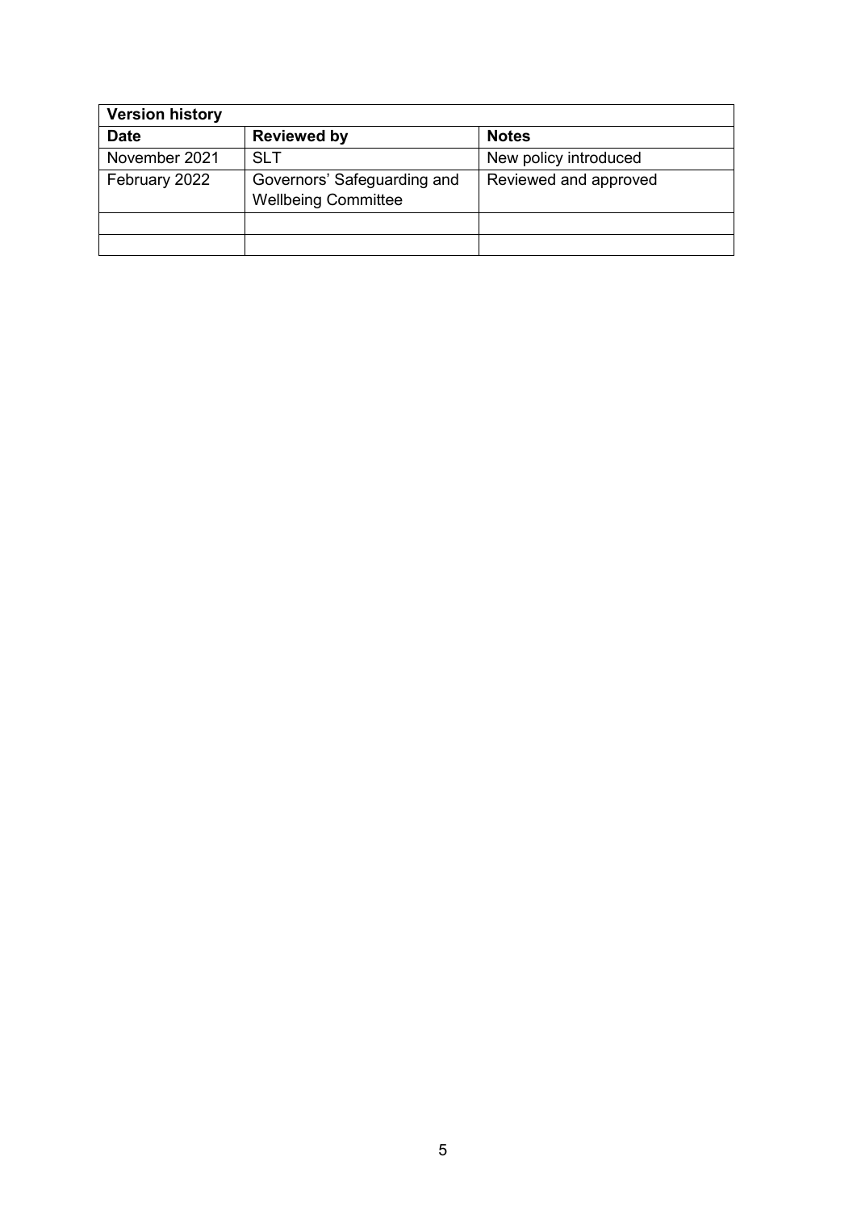| Version history | | |
|---|---|---|
| **Date** | **Reviewed by** | **Notes** |
| November 2021 | SLT | New policy introduced |
| February 2022 | Governors' Safeguarding and Wellbeing Committee | Reviewed and approved |
| | | |
| | | |